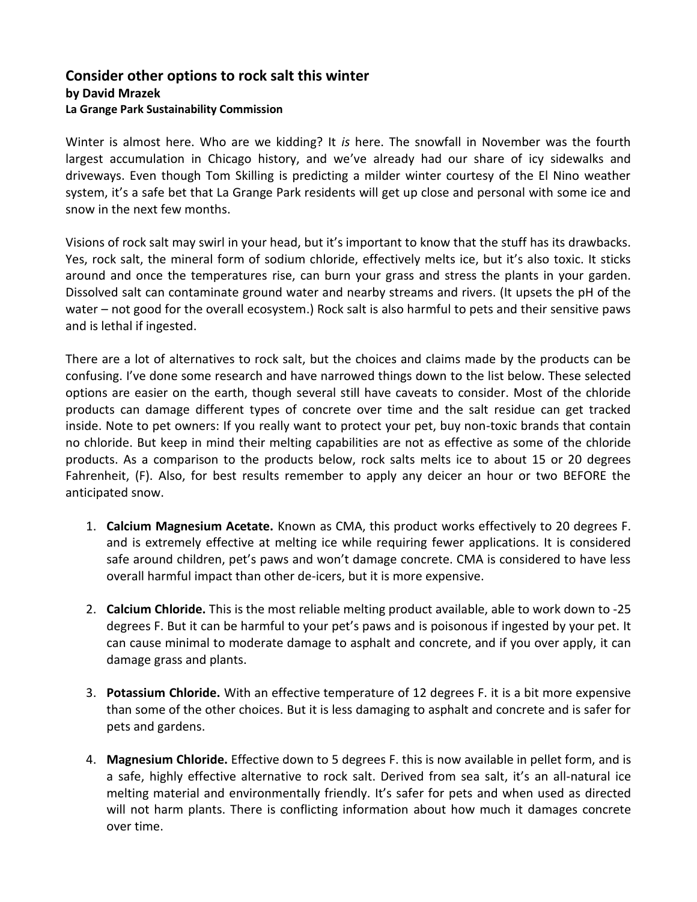## Consider other options to rock salt this winter

**by David Mrazek**

**La Grange Park Sustainability Commission**

Winter is almost here. Who are we kidding? It *is* here. The snowfall in November was the fourth largest accumulation in Chicago history, and we've already had our share of icy sidewalks and driveways. Even though Tom Skilling is predicting a milder winter courtesy of the El Nino weather system, it's a safe bet that La Grange Park residents will get up close and personal with some ice and snow in the next few months.

Visions of rock salt may swirl in your head, but it's important to know that the stuff has its drawbacks. Yes, rock salt, the mineral form of sodium chloride, effectively melts ice, but it's also toxic. It sticks around and once the temperatures rise, can burn your grass and stress the plants in your garden. Dissolved salt can contaminate ground water and nearby streams and rivers. (It upsets the pH of the water – not good for the overall ecosystem.) Rock salt is also harmful to pets and their sensitive paws and is lethal if ingested.

There are a lot of alternatives to rock salt, but the choices and claims made by the products can be confusing. I've done some research and have narrowed things down to the list below. These selected options are easier on the earth, though several still have caveats to consider. Most of the chloride products can damage different types of concrete over time and the salt residue can get tracked inside. Note to pet owners: If you really want to protect your pet, buy non-toxic brands that contain no chloride. But keep in mind their melting capabilities are not as effective as some of the chloride products. As a comparison to the products below, rock salts melts ice to about 15 or 20 degrees Fahrenheit, (F). Also, for best results remember to apply any deicer an hour or two BEFORE the anticipated snow.

1. **Calcium Magnesium Acetate.** Known as CMA, this product works effectively to 20 degrees F. and is extremely effective at melting ice while requiring fewer applications. It is considered safe around children, pet's paws and won't damage concrete. CMA is considered to have less overall harmful impact than other de-icers, but it is more expensive.

2. **Calcium Chloride.** This is the most reliable melting product available, able to work down to -25 degrees F. But it can be harmful to your pet's paws and is poisonous if ingested by your pet. It can cause minimal to moderate damage to asphalt and concrete, and if you over apply, it can damage grass and plants.

3. **Potassium Chloride.** With an effective temperature of 12 degrees F. it is a bit more expensive than some of the other choices. But it is less damaging to asphalt and concrete and is safer for pets and gardens.

4. **Magnesium Chloride.** Effective down to 5 degrees F. this is now available in pellet form, and is a safe, highly effective alternative to rock salt. Derived from sea salt, it's an all-natural ice melting material and environmentally friendly. It's safer for pets and when used as directed will not harm plants. There is conflicting information about how much it damages concrete over time.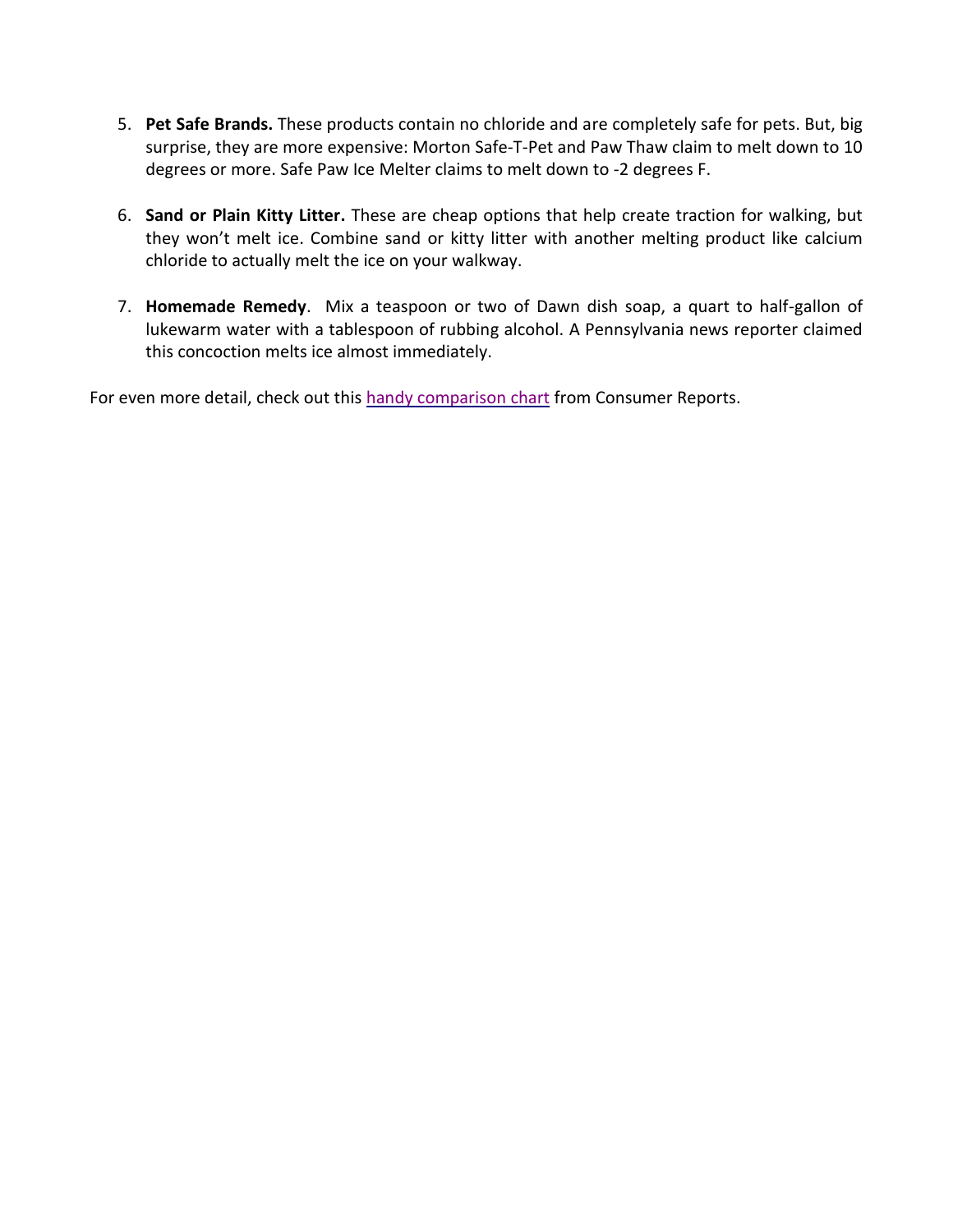5. **Pet Safe Brands.** These products contain no chloride and are completely safe for pets. But, big surprise, they are more expensive: Morton Safe-T-Pet and Paw Thaw claim to melt down to 10 degrees or more. Safe Paw Ice Melter claims to melt down to -2 degrees F.

6. **Sand or Plain Kitty Litter.** These are cheap options that help create traction for walking, but they won't melt ice. Combine sand or kitty litter with another melting product like calcium chloride to actually melt the ice on your walkway.

7. **Homemade Remedy**. Mix a teaspoon or two of Dawn dish soap, a quart to half-gallon of lukewarm water with a tablespoon of rubbing alcohol. A Pennsylvania news reporter claimed this concoction melts ice almost immediately.

For even more detail, check out this handy comparison chart from Consumer Reports.